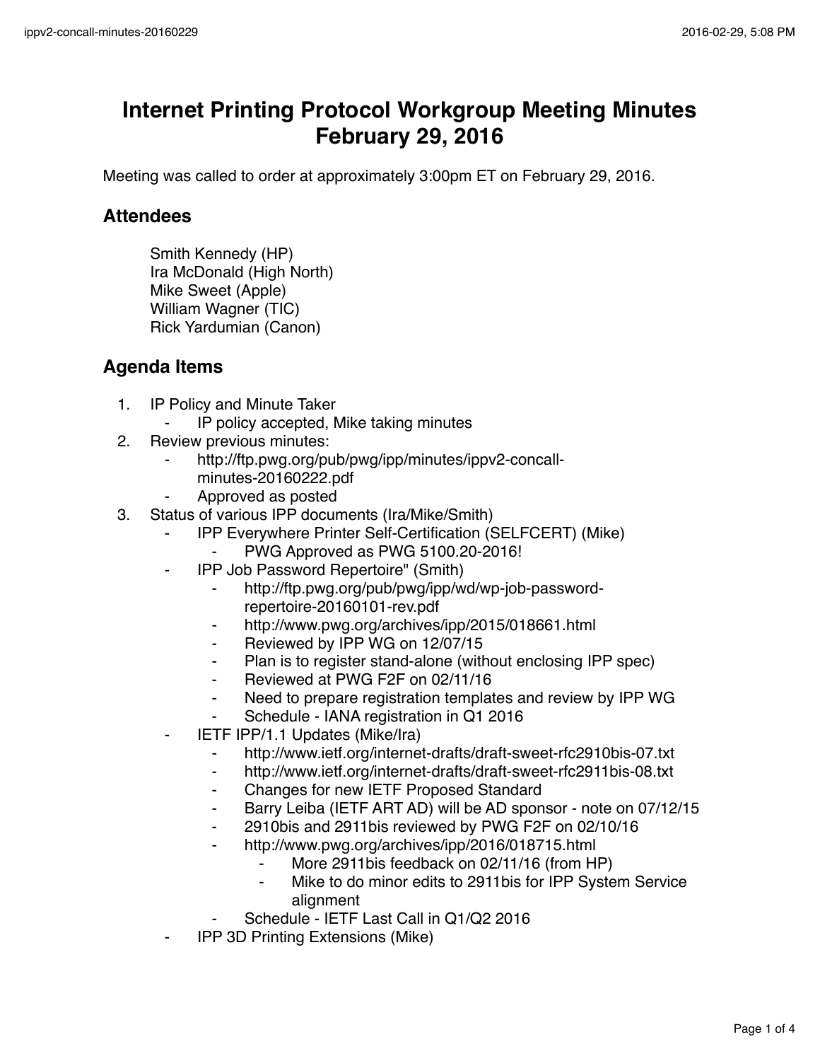# Internet Printing Protocol Workgroup Meeting Minutes February 29, 2016

Meeting was called to order at approximately 3:00pm ET on February 29, 2016.

## Attendees

Smith Kennedy (HP)
Ira McDonald (High North)
Mike Sweet (Apple)
William Wagner (TIC)
Rick Yardumian (Canon)

## Agenda Items

1. IP Policy and Minute Taker
   - IP policy accepted, Mike taking minutes
2. Review previous minutes:
   - http://ftp.pwg.org/pub/pwg/ipp/minutes/ippv2-concall-minutes-20160222.pdf
   - Approved as posted
3. Status of various IPP documents (Ira/Mike/Smith)
   - IPP Everywhere Printer Self-Certification (SELFCERT) (Mike)
     - PWG Approved as PWG 5100.20-2016!
   - IPP Job Password Repertoire" (Smith)
     - http://ftp.pwg.org/pub/pwg/ipp/wd/wp-job-password-repertoire-20160101-rev.pdf
     - http://www.pwg.org/archives/ipp/2015/018661.html
     - Reviewed by IPP WG on 12/07/15
     - Plan is to register stand-alone (without enclosing IPP spec)
     - Reviewed at PWG F2F on 02/11/16
     - Need to prepare registration templates and review by IPP WG
     - Schedule - IANA registration in Q1 2016
   - IETF IPP/1.1 Updates (Mike/Ira)
     - http://www.ietf.org/internet-drafts/draft-sweet-rfc2910bis-07.txt
     - http://www.ietf.org/internet-drafts/draft-sweet-rfc2911bis-08.txt
     - Changes for new IETF Proposed Standard
     - Barry Leiba (IETF ART AD) will be AD sponsor - note on 07/12/15
     - 2910bis and 2911bis reviewed by PWG F2F on 02/10/16
     - http://www.pwg.org/archives/ipp/2016/018715.html
       - More 2911bis feedback on 02/11/16 (from HP)
       - Mike to do minor edits to 2911bis for IPP System Service alignment
     - Schedule - IETF Last Call in Q1/Q2 2016
   - IPP 3D Printing Extensions (Mike)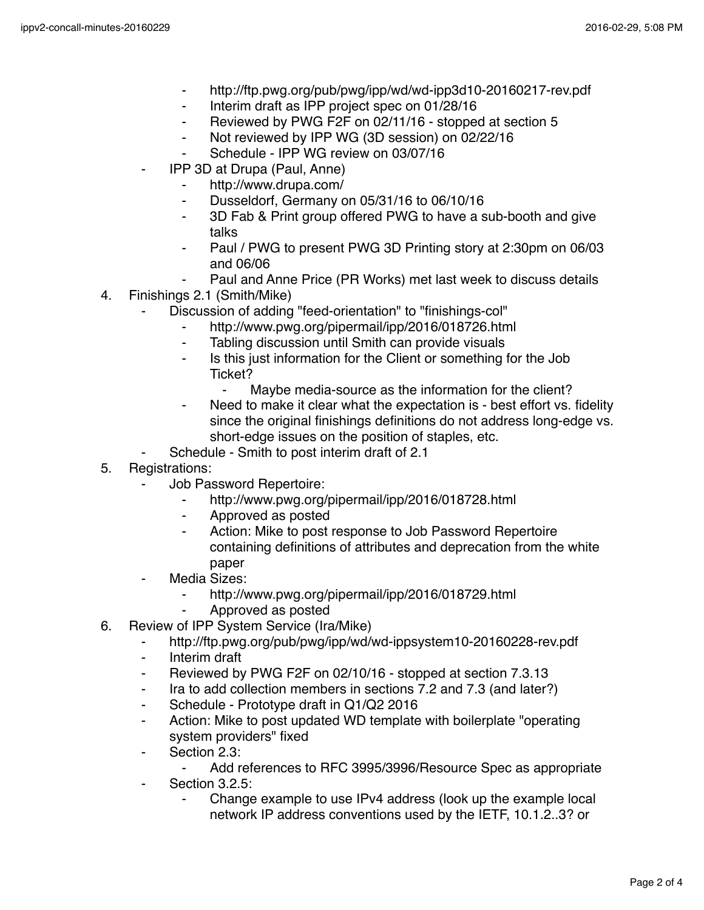- http://ftp.pwg.org/pub/pwg/ipp/wd/wd-ipp3d10-20160217-rev.pdf
        - Interim draft as IPP project spec on 01/28/16
        - Reviewed by PWG F2F on 02/11/16 - stopped at section 5
        - Not reviewed by IPP WG (3D session) on 02/22/16
        - Schedule - IPP WG review on 03/07/16
    - IPP 3D at Drupa (Paul, Anne)
        - http://www.drupa.com/
        - Dusseldorf, Germany on 05/31/16 to 06/10/16
        - 3D Fab & Print group offered PWG to have a sub-booth and give talks
        - Paul / PWG to present PWG 3D Printing story at 2:30pm on 06/03 and 06/06
        - Paul and Anne Price (PR Works) met last week to discuss details

4. Finishings 2.1 (Smith/Mike)
    - Discussion of adding "feed-orientation" to "finishings-col"
        - http://www.pwg.org/pipermail/ipp/2016/018726.html
        - Tabling discussion until Smith can provide visuals
        - Is this just information for the Client or something for the Job Ticket?
            - Maybe media-source as the information for the client?
        - Need to make it clear what the expectation is - best effort vs. fidelity since the original finishings definitions do not address long-edge vs. short-edge issues on the position of staples, etc.
    - Schedule - Smith to post interim draft of 2.1
5. Registrations:
    - Job Password Repertoire:
        - http://www.pwg.org/pipermail/ipp/2016/018728.html
        - Approved as posted
        - Action: Mike to post response to Job Password Repertoire containing definitions of attributes and deprecation from the white paper
    - Media Sizes:
        - http://www.pwg.org/pipermail/ipp/2016/018729.html
        - Approved as posted
6. Review of IPP System Service (Ira/Mike)
    - http://ftp.pwg.org/pub/pwg/ipp/wd/wd-ippsystem10-20160228-rev.pdf
    - Interim draft
    - Reviewed by PWG F2F on 02/10/16 - stopped at section 7.3.13
    - Ira to add collection members in sections 7.2 and 7.3 (and later?)
    - Schedule - Prototype draft in Q1/Q2 2016
    - Action: Mike to post updated WD template with boilerplate "operating system providers" fixed
    - Section 2.3:
        - Add references to RFC 3995/3996/Resource Spec as appropriate
    - Section 3.2.5:
        - Change example to use IPv4 address (look up the example local network IP address conventions used by the IETF, 10.1.2..3? or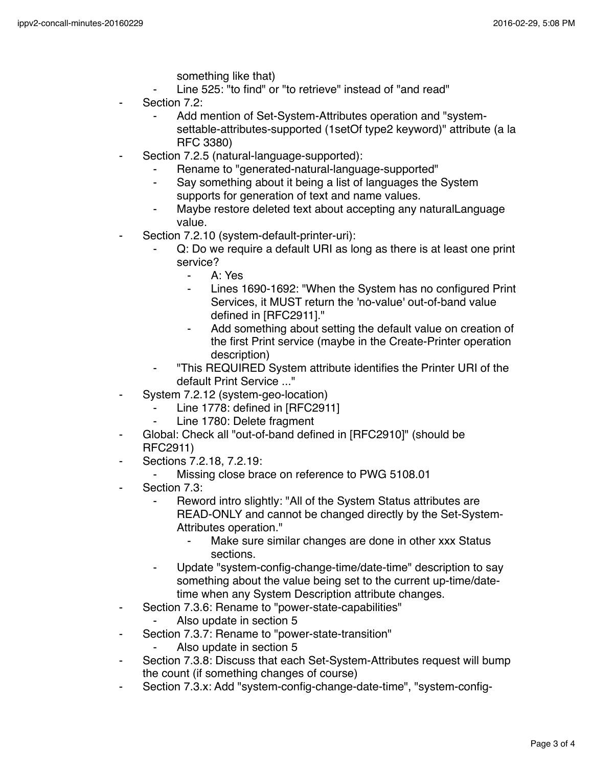something like that)
        - Line 525: "to find" or "to retrieve" instead of "and read"
- Section 7.2:
    - Add mention of Set-System-Attributes operation and "system-settable-attributes-supported (1setOf type2 keyword)" attribute (a la RFC 3380)
- Section 7.2.5 (natural-language-supported):
    - Rename to "generated-natural-language-supported"
    - Say something about it being a list of languages the System supports for generation of text and name values.
    - Maybe restore deleted text about accepting any naturalLanguage value.
- Section 7.2.10 (system-default-printer-uri):
    - Q: Do we require a default URI as long as there is at least one print service?
        - A: Yes
        - Lines 1690-1692: "When the System has no configured Print Services, it MUST return the 'no-value' out-of-band value defined in [RFC2911]."
        - Add something about setting the default value on creation of the first Print service (maybe in the Create-Printer operation description)
    - "This REQUIRED System attribute identifies the Printer URI of the default Print Service ..."
- System 7.2.12 (system-geo-location)
    - Line 1778: defined in [RFC2911]
    - Line 1780: Delete fragment
- Global: Check all "out-of-band defined in [RFC2910]" (should be RFC2911)
- Sections 7.2.18, 7.2.19:
    - Missing close brace on reference to PWG 5108.01
- Section 7.3:
    - Reword intro slightly: "All of the System Status attributes are READ-ONLY and cannot be changed directly by the Set-System-Attributes operation."
        - Make sure similar changes are done in other xxx Status sections.
    - Update "system-config-change-time/date-time" description to say something about the value being set to the current up-time/date-time when any System Description attribute changes.
- Section 7.3.6: Rename to "power-state-capabilities"
    - Also update in section 5
- Section 7.3.7: Rename to "power-state-transition"
    - Also update in section 5
- Section 7.3.8: Discuss that each Set-System-Attributes request will bump the count (if something changes of course)
- Section 7.3.x: Add "system-config-change-date-time", "system-config-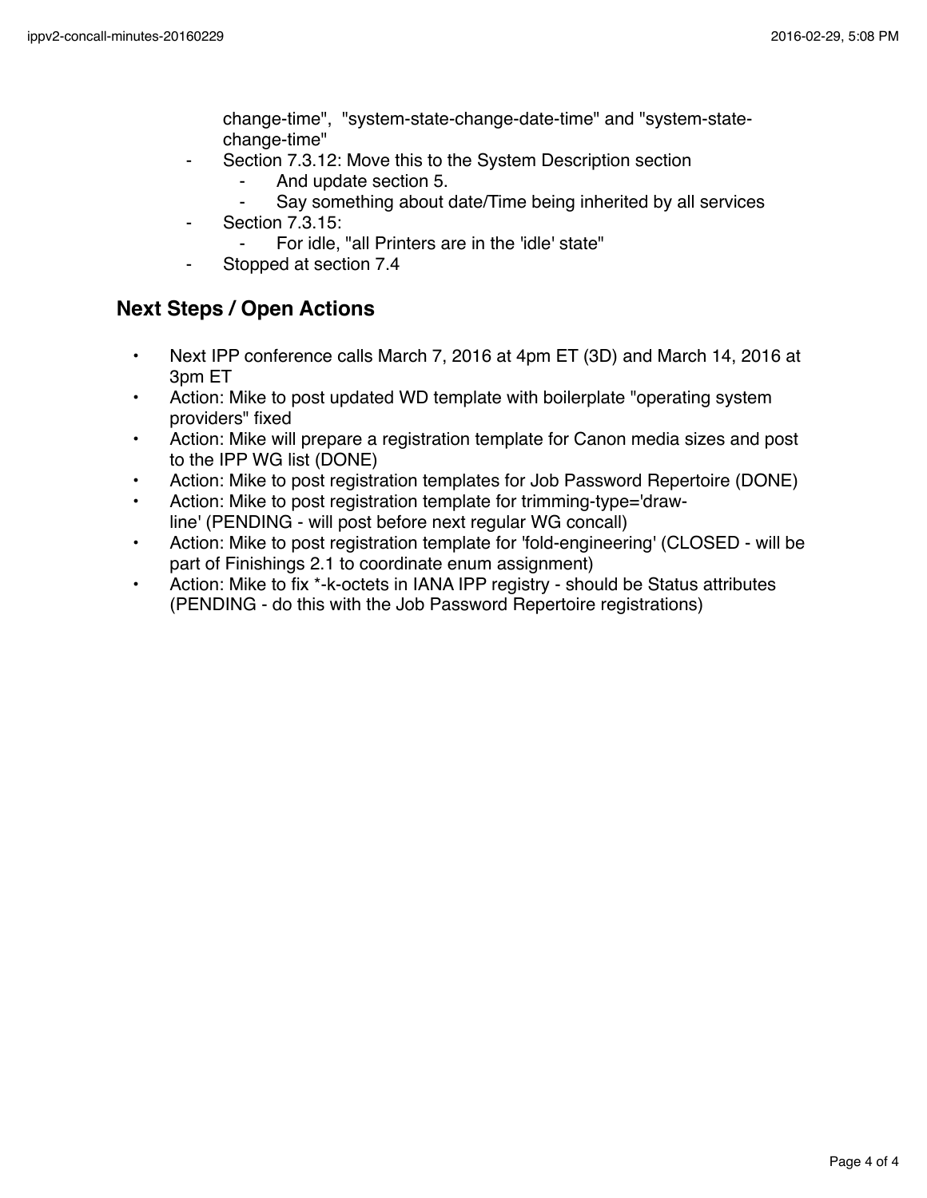change-time", "system-state-change-date-time" and "system-state-change-time"

- Section 7.3.12: Move this to the System Description section
    - And update section 5.
    - Say something about date/Time being inherited by all services
- Section 7.3.15:
    - For idle, "all Printers are in the 'idle' state"
- Stopped at section 7.4

## Next Steps / Open Actions

- Next IPP conference calls March 7, 2016 at 4pm ET (3D) and March 14, 2016 at 3pm ET
- Action: Mike to post updated WD template with boilerplate "operating system providers" fixed
- Action: Mike will prepare a registration template for Canon media sizes and post to the IPP WG list (DONE)
- Action: Mike to post registration templates for Job Password Repertoire (DONE)
- Action: Mike to post registration template for trimming-type='draw-line' (PENDING - will post before next regular WG concall)
- Action: Mike to post registration template for 'fold-engineering' (CLOSED - will be part of Finishings 2.1 to coordinate enum assignment)
- Action: Mike to fix *-k-octets in IANA IPP registry - should be Status attributes (PENDING - do this with the Job Password Repertoire registrations)